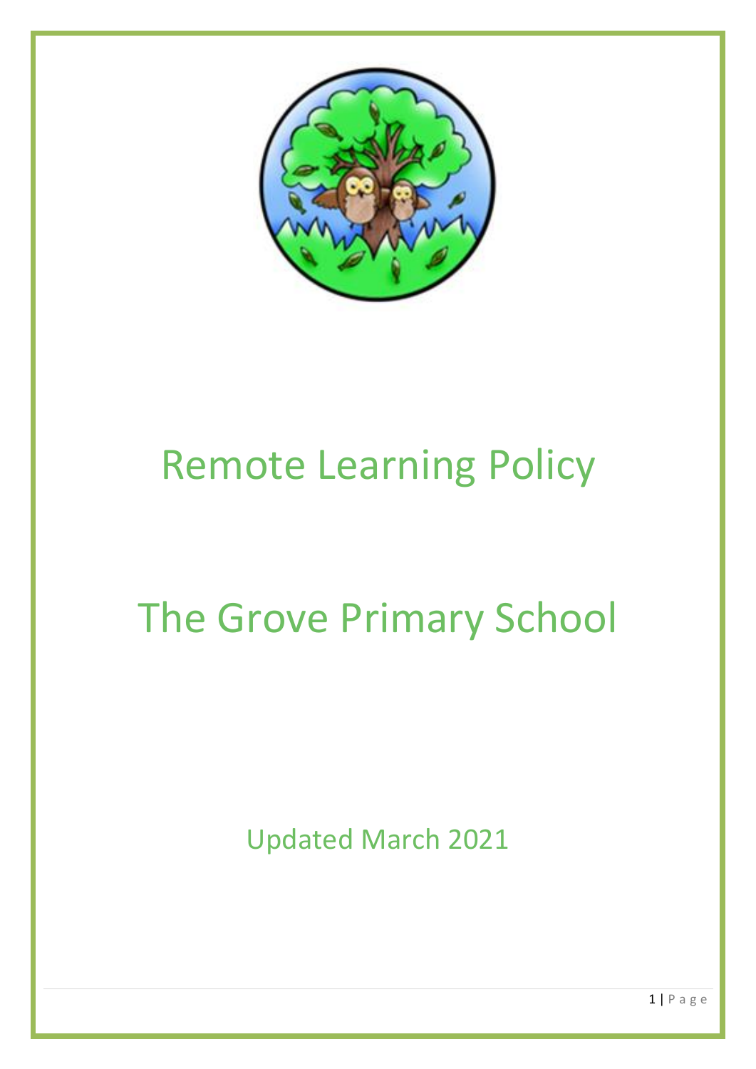# Remote Learning Policy

# The Grove Primary School

Updated March 2021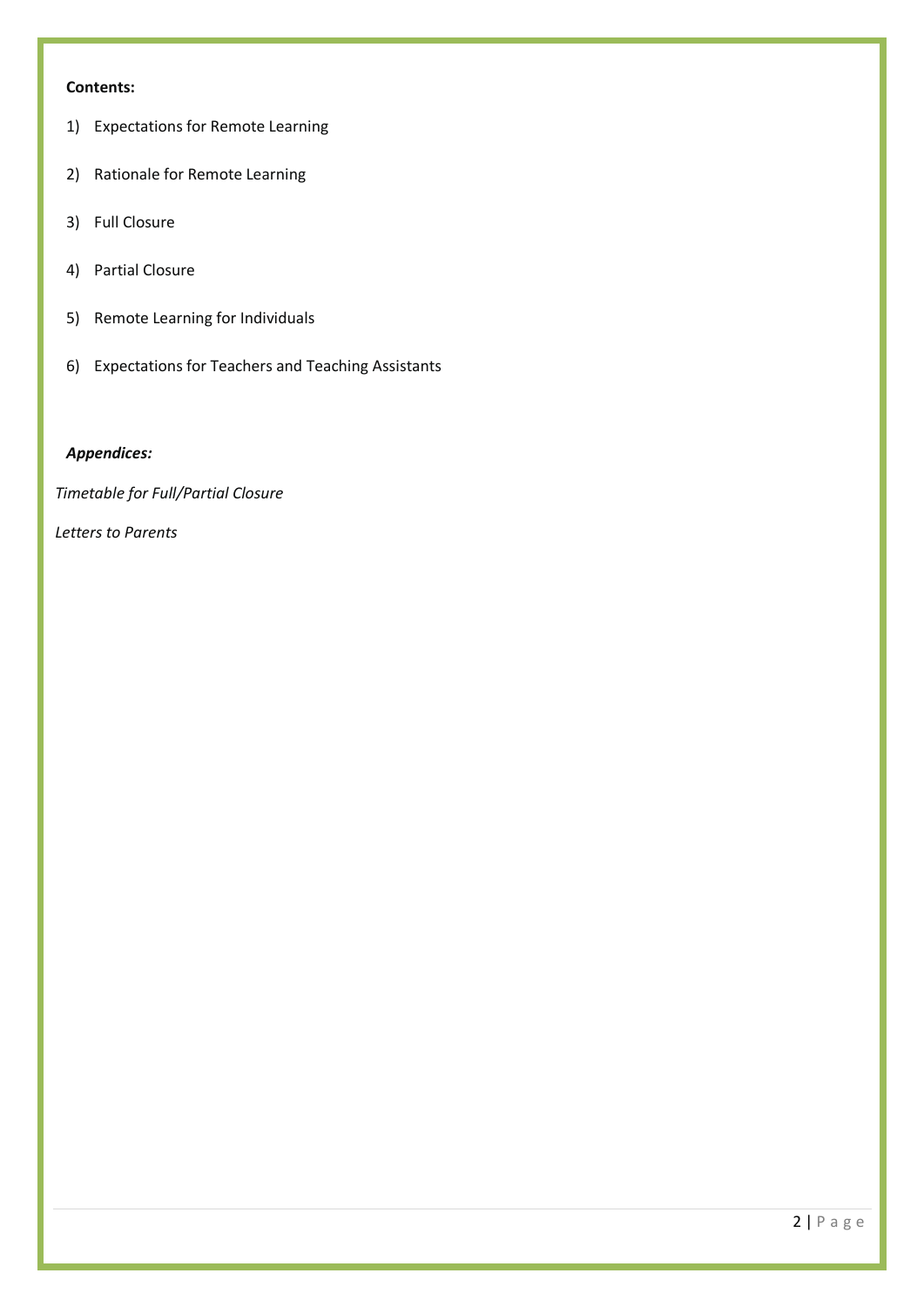**Contents:**

1) Expectations for Remote Learning

2) Rationale for Remote Learning

3) Full Closure

4) Partial Closure

5) Remote Learning for Individuals

6) Expectations for Teachers and Teaching Assistants

***Appendices:***

*Timetable for Full/Partial Closure*

*Letters to Parents*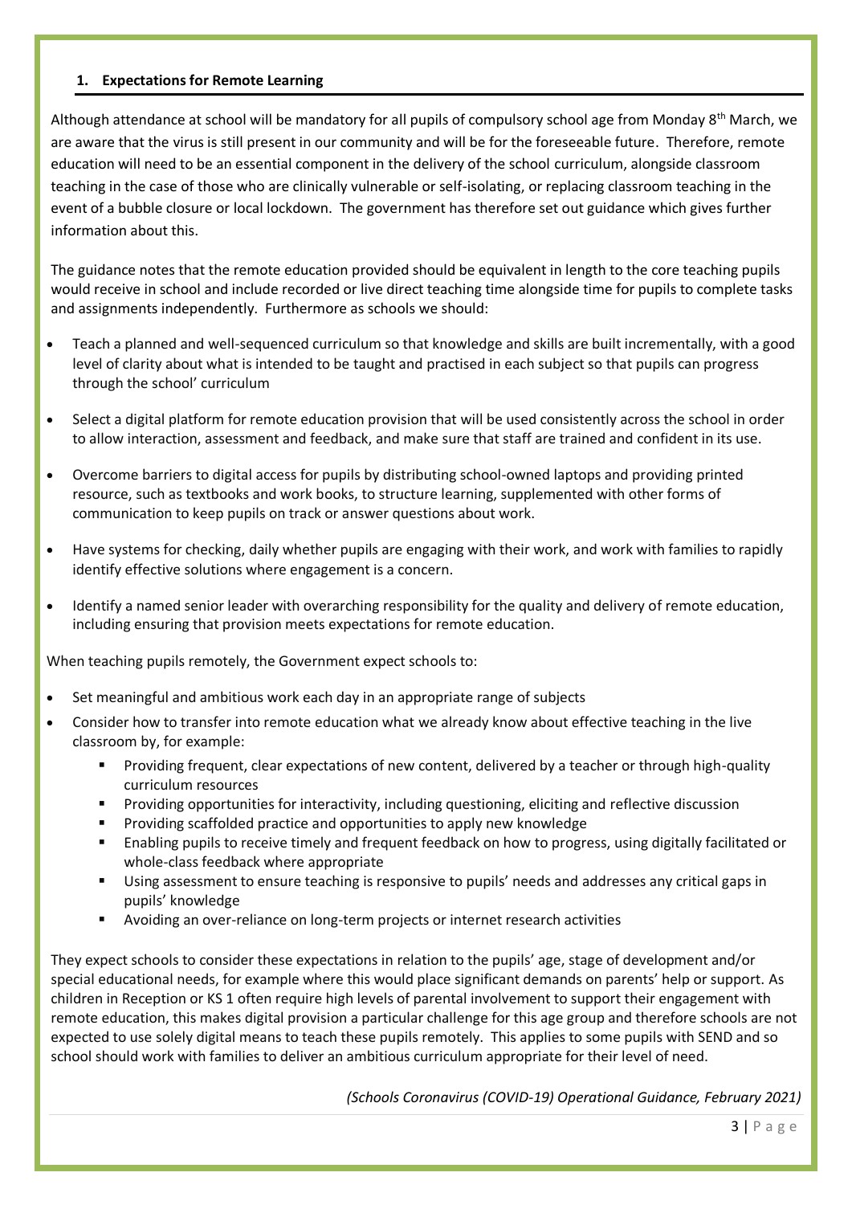## 1. Expectations for Remote Learning

Although attendance at school will be mandatory for all pupils of compulsory school age from Monday 8th March, we are aware that the virus is still present in our community and will be for the foreseeable future. Therefore, remote education will need to be an essential component in the delivery of the school curriculum, alongside classroom teaching in the case of those who are clinically vulnerable or self-isolating, or replacing classroom teaching in the event of a bubble closure or local lockdown. The government has therefore set out guidance which gives further information about this.

The guidance notes that the remote education provided should be equivalent in length to the core teaching pupils would receive in school and include recorded or live direct teaching time alongside time for pupils to complete tasks and assignments independently. Furthermore as schools we should:

- Teach a planned and well-sequenced curriculum so that knowledge and skills are built incrementally, with a good level of clarity about what is intended to be taught and practised in each subject so that pupils can progress through the school' curriculum
- Select a digital platform for remote education provision that will be used consistently across the school in order to allow interaction, assessment and feedback, and make sure that staff are trained and confident in its use.
- Overcome barriers to digital access for pupils by distributing school-owned laptops and providing printed resource, such as textbooks and work books, to structure learning, supplemented with other forms of communication to keep pupils on track or answer questions about work.
- Have systems for checking, daily whether pupils are engaging with their work, and work with families to rapidly identify effective solutions where engagement is a concern.
- Identify a named senior leader with overarching responsibility for the quality and delivery of remote education, including ensuring that provision meets expectations for remote education.

When teaching pupils remotely, the Government expect schools to:

- Set meaningful and ambitious work each day in an appropriate range of subjects
- Consider how to transfer into remote education what we already know about effective teaching in the live classroom by, for example:
  - Providing frequent, clear expectations of new content, delivered by a teacher or through high-quality curriculum resources
  - Providing opportunities for interactivity, including questioning, eliciting and reflective discussion
  - Providing scaffolded practice and opportunities to apply new knowledge
  - Enabling pupils to receive timely and frequent feedback on how to progress, using digitally facilitated or whole-class feedback where appropriate
  - Using assessment to ensure teaching is responsive to pupils' needs and addresses any critical gaps in pupils' knowledge
  - Avoiding an over-reliance on long-term projects or internet research activities

They expect schools to consider these expectations in relation to the pupils' age, stage of development and/or special educational needs, for example where this would place significant demands on parents' help or support. As children in Reception or KS 1 often require high levels of parental involvement to support their engagement with remote education, this makes digital provision a particular challenge for this age group and therefore schools are not expected to use solely digital means to teach these pupils remotely. This applies to some pupils with SEND and so school should work with families to deliver an ambitious curriculum appropriate for their level of need.

*(Schools Coronavirus (COVID-19) Operational Guidance, February 2021)*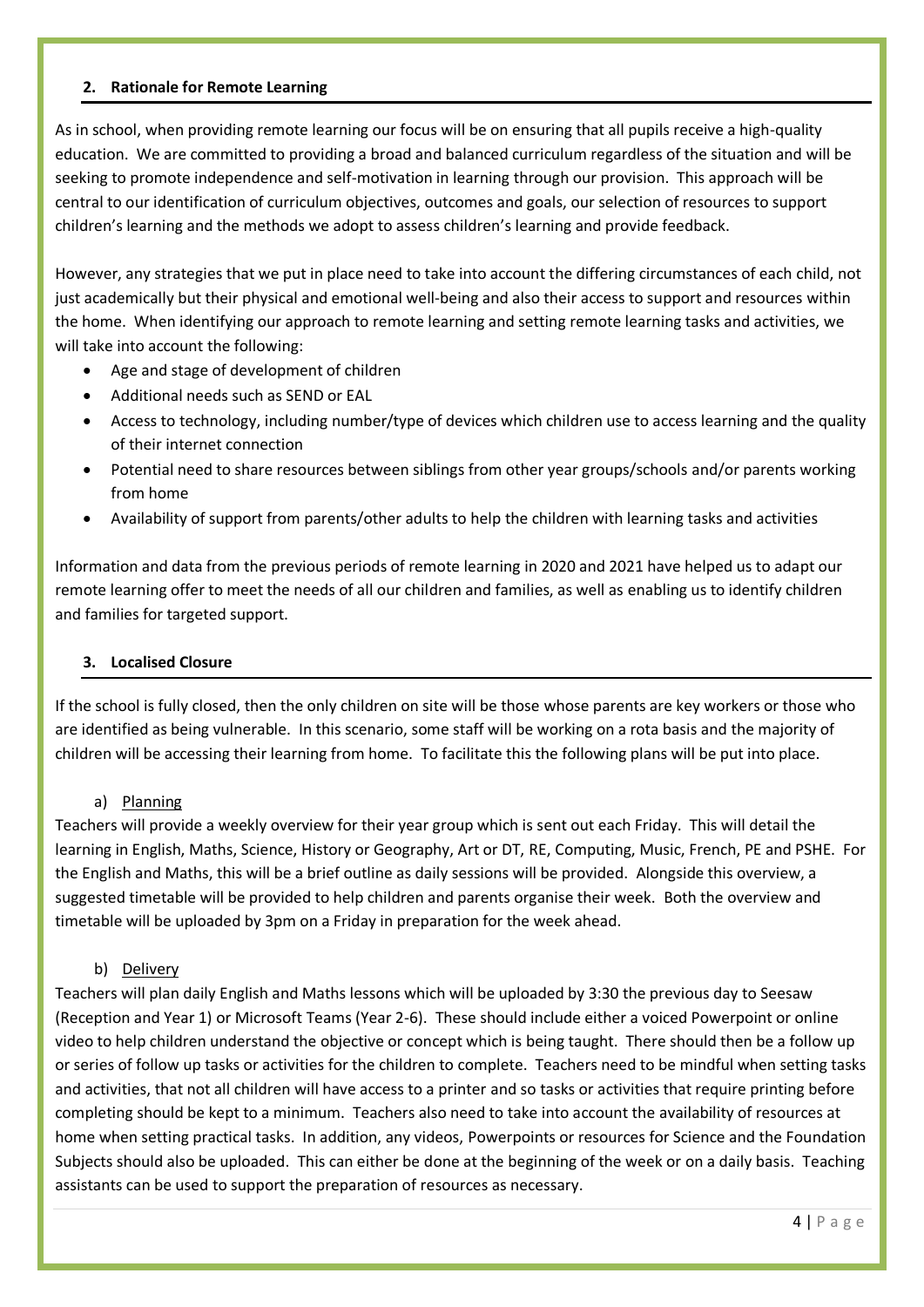## 2. Rationale for Remote Learning

As in school, when providing remote learning our focus will be on ensuring that all pupils receive a high-quality education. We are committed to providing a broad and balanced curriculum regardless of the situation and will be seeking to promote independence and self-motivation in learning through our provision. This approach will be central to our identification of curriculum objectives, outcomes and goals, our selection of resources to support children's learning and the methods we adopt to assess children's learning and provide feedback.

However, any strategies that we put in place need to take into account the differing circumstances of each child, not just academically but their physical and emotional well-being and also their access to support and resources within the home. When identifying our approach to remote learning and setting remote learning tasks and activities, we will take into account the following:

- Age and stage of development of children
- Additional needs such as SEND or EAL
- Access to technology, including number/type of devices which children use to access learning and the quality of their internet connection
- Potential need to share resources between siblings from other year groups/schools and/or parents working from home
- Availability of support from parents/other adults to help the children with learning tasks and activities

Information and data from the previous periods of remote learning in 2020 and 2021 have helped us to adapt our remote learning offer to meet the needs of all our children and families, as well as enabling us to identify children and families for targeted support.

## 3. Localised Closure

If the school is fully closed, then the only children on site will be those whose parents are key workers or those who are identified as being vulnerable. In this scenario, some staff will be working on a rota basis and the majority of children will be accessing their learning from home. To facilitate this the following plans will be put into place.

### a) Planning

Teachers will provide a weekly overview for their year group which is sent out each Friday. This will detail the learning in English, Maths, Science, History or Geography, Art or DT, RE, Computing, Music, French, PE and PSHE. For the English and Maths, this will be a brief outline as daily sessions will be provided. Alongside this overview, a suggested timetable will be provided to help children and parents organise their week. Both the overview and timetable will be uploaded by 3pm on a Friday in preparation for the week ahead.

### b) Delivery

Teachers will plan daily English and Maths lessons which will be uploaded by 3:30 the previous day to Seesaw (Reception and Year 1) or Microsoft Teams (Year 2-6). These should include either a voiced Powerpoint or online video to help children understand the objective or concept which is being taught. There should then be a follow up or series of follow up tasks or activities for the children to complete. Teachers need to be mindful when setting tasks and activities, that not all children will have access to a printer and so tasks or activities that require printing before completing should be kept to a minimum. Teachers also need to take into account the availability of resources at home when setting practical tasks. In addition, any videos, Powerpoints or resources for Science and the Foundation Subjects should also be uploaded. This can either be done at the beginning of the week or on a daily basis. Teaching assistants can be used to support the preparation of resources as necessary.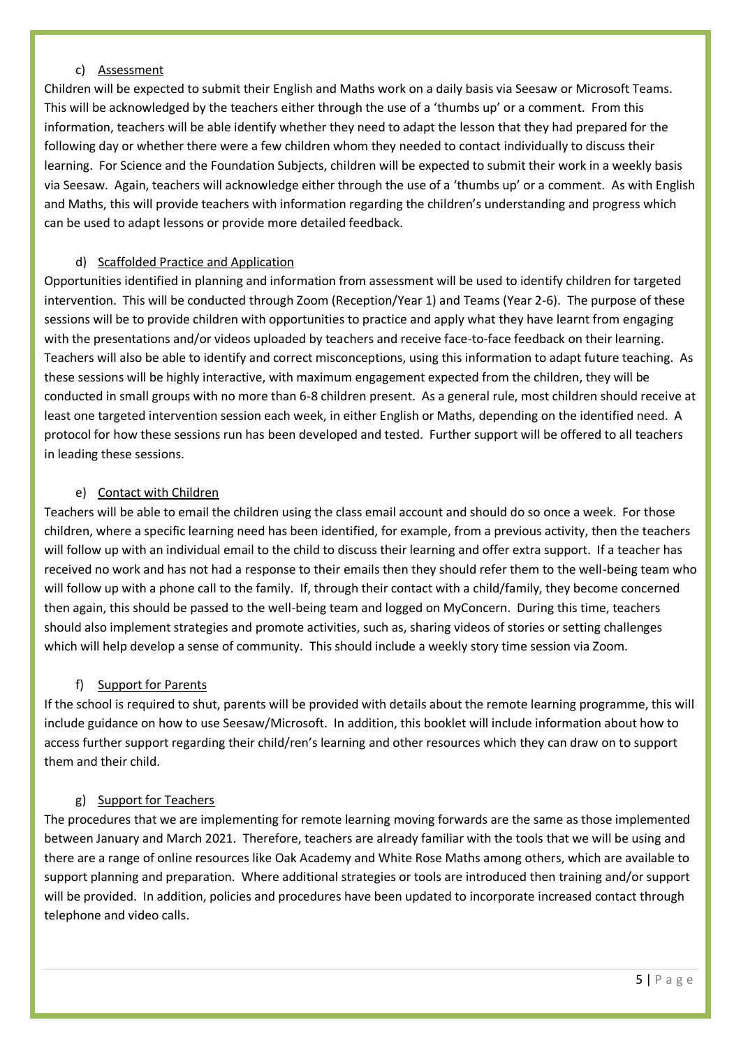c) Assessment

Children will be expected to submit their English and Maths work on a daily basis via Seesaw or Microsoft Teams. This will be acknowledged by the teachers either through the use of a 'thumbs up' or a comment. From this information, teachers will be able identify whether they need to adapt the lesson that they had prepared for the following day or whether there were a few children whom they needed to contact individually to discuss their learning. For Science and the Foundation Subjects, children will be expected to submit their work in a weekly basis via Seesaw. Again, teachers will acknowledge either through the use of a 'thumbs up' or a comment. As with English and Maths, this will provide teachers with information regarding the children's understanding and progress which can be used to adapt lessons or provide more detailed feedback.

d) Scaffolded Practice and Application

Opportunities identified in planning and information from assessment will be used to identify children for targeted intervention. This will be conducted through Zoom (Reception/Year 1) and Teams (Year 2-6). The purpose of these sessions will be to provide children with opportunities to practice and apply what they have learnt from engaging with the presentations and/or videos uploaded by teachers and receive face-to-face feedback on their learning. Teachers will also be able to identify and correct misconceptions, using this information to adapt future teaching. As these sessions will be highly interactive, with maximum engagement expected from the children, they will be conducted in small groups with no more than 6-8 children present. As a general rule, most children should receive at least one targeted intervention session each week, in either English or Maths, depending on the identified need. A protocol for how these sessions run has been developed and tested. Further support will be offered to all teachers in leading these sessions.

e) Contact with Children

Teachers will be able to email the children using the class email account and should do so once a week. For those children, where a specific learning need has been identified, for example, from a previous activity, then the teachers will follow up with an individual email to the child to discuss their learning and offer extra support. If a teacher has received no work and has not had a response to their emails then they should refer them to the well-being team who will follow up with a phone call to the family. If, through their contact with a child/family, they become concerned then again, this should be passed to the well-being team and logged on MyConcern. During this time, teachers should also implement strategies and promote activities, such as, sharing videos of stories or setting challenges which will help develop a sense of community. This should include a weekly story time session via Zoom.

f) Support for Parents

If the school is required to shut, parents will be provided with details about the remote learning programme, this will include guidance on how to use Seesaw/Microsoft. In addition, this booklet will include information about how to access further support regarding their child/ren's learning and other resources which they can draw on to support them and their child.

g) Support for Teachers

The procedures that we are implementing for remote learning moving forwards are the same as those implemented between January and March 2021. Therefore, teachers are already familiar with the tools that we will be using and there are a range of online resources like Oak Academy and White Rose Maths among others, which are available to support planning and preparation. Where additional strategies or tools are introduced then training and/or support will be provided. In addition, policies and procedures have been updated to incorporate increased contact through telephone and video calls.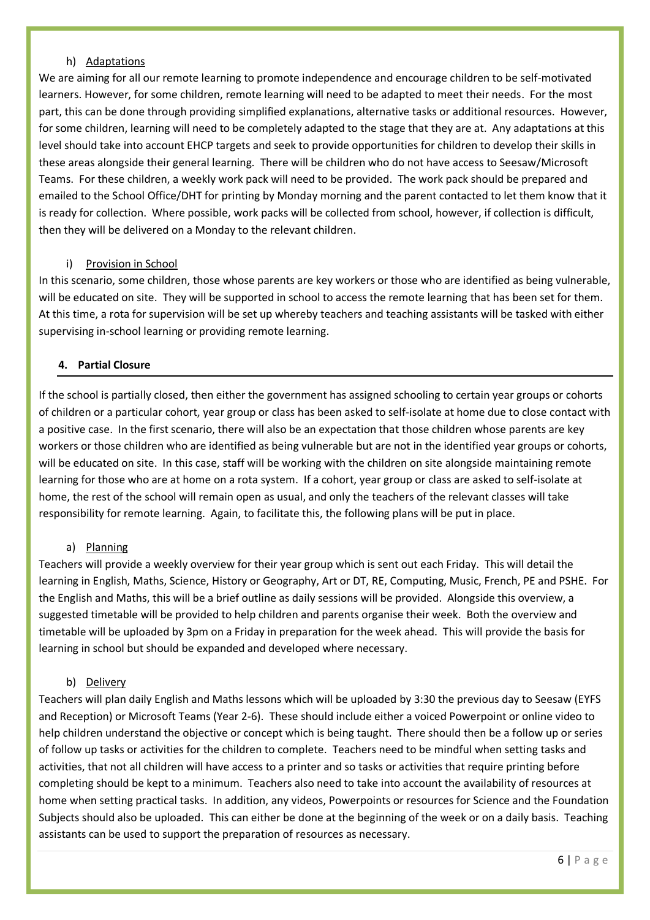#### h) Adaptations

We are aiming for all our remote learning to promote independence and encourage children to be self-motivated learners. However, for some children, remote learning will need to be adapted to meet their needs. For the most part, this can be done through providing simplified explanations, alternative tasks or additional resources. However, for some children, learning will need to be completely adapted to the stage that they are at. Any adaptations at this level should take into account EHCP targets and seek to provide opportunities for children to develop their skills in these areas alongside their general learning. There will be children who do not have access to Seesaw/Microsoft Teams. For these children, a weekly work pack will need to be provided. The work pack should be prepared and emailed to the School Office/DHT for printing by Monday morning and the parent contacted to let them know that it is ready for collection. Where possible, work packs will be collected from school, however, if collection is difficult, then they will be delivered on a Monday to the relevant children.

#### i) Provision in School

In this scenario, some children, those whose parents are key workers or those who are identified as being vulnerable, will be educated on site. They will be supported in school to access the remote learning that has been set for them. At this time, a rota for supervision will be set up whereby teachers and teaching assistants will be tasked with either supervising in-school learning or providing remote learning.

### 4. Partial Closure

If the school is partially closed, then either the government has assigned schooling to certain year groups or cohorts of children or a particular cohort, year group or class has been asked to self-isolate at home due to close contact with a positive case. In the first scenario, there will also be an expectation that those children whose parents are key workers or those children who are identified as being vulnerable but are not in the identified year groups or cohorts, will be educated on site. In this case, staff will be working with the children on site alongside maintaining remote learning for those who are at home on a rota system. If a cohort, year group or class are asked to self-isolate at home, the rest of the school will remain open as usual, and only the teachers of the relevant classes will take responsibility for remote learning. Again, to facilitate this, the following plans will be put in place.

#### a) Planning

Teachers will provide a weekly overview for their year group which is sent out each Friday. This will detail the learning in English, Maths, Science, History or Geography, Art or DT, RE, Computing, Music, French, PE and PSHE. For the English and Maths, this will be a brief outline as daily sessions will be provided. Alongside this overview, a suggested timetable will be provided to help children and parents organise their week. Both the overview and timetable will be uploaded by 3pm on a Friday in preparation for the week ahead. This will provide the basis for learning in school but should be expanded and developed where necessary.

#### b) Delivery

Teachers will plan daily English and Maths lessons which will be uploaded by 3:30 the previous day to Seesaw (EYFS and Reception) or Microsoft Teams (Year 2-6). These should include either a voiced Powerpoint or online video to help children understand the objective or concept which is being taught. There should then be a follow up or series of follow up tasks or activities for the children to complete. Teachers need to be mindful when setting tasks and activities, that not all children will have access to a printer and so tasks or activities that require printing before completing should be kept to a minimum. Teachers also need to take into account the availability of resources at home when setting practical tasks. In addition, any videos, Powerpoints or resources for Science and the Foundation Subjects should also be uploaded. This can either be done at the beginning of the week or on a daily basis. Teaching assistants can be used to support the preparation of resources as necessary.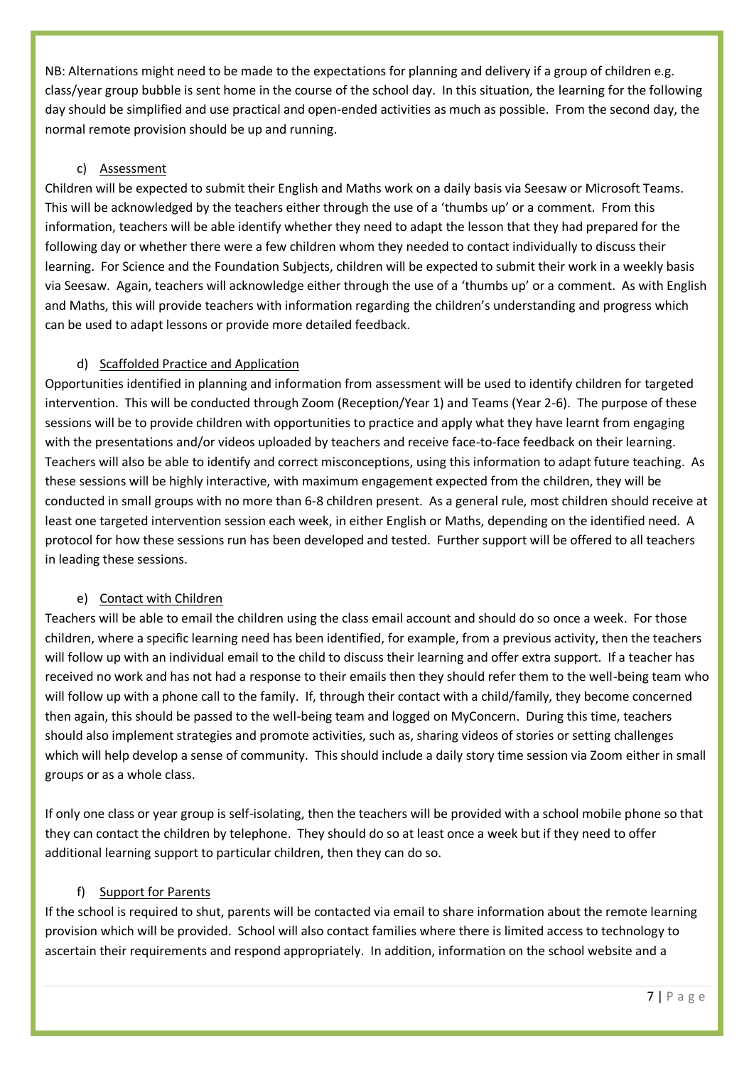NB: Alternations might need to be made to the expectations for planning and delivery if a group of children e.g. class/year group bubble is sent home in the course of the school day. In this situation, the learning for the following day should be simplified and use practical and open-ended activities as much as possible. From the second day, the normal remote provision should be up and running.

c) Assessment

Children will be expected to submit their English and Maths work on a daily basis via Seesaw or Microsoft Teams. This will be acknowledged by the teachers either through the use of a 'thumbs up' or a comment. From this information, teachers will be able identify whether they need to adapt the lesson that they had prepared for the following day or whether there were a few children whom they needed to contact individually to discuss their learning. For Science and the Foundation Subjects, children will be expected to submit their work in a weekly basis via Seesaw. Again, teachers will acknowledge either through the use of a 'thumbs up' or a comment. As with English and Maths, this will provide teachers with information regarding the children's understanding and progress which can be used to adapt lessons or provide more detailed feedback.

d) Scaffolded Practice and Application

Opportunities identified in planning and information from assessment will be used to identify children for targeted intervention. This will be conducted through Zoom (Reception/Year 1) and Teams (Year 2-6). The purpose of these sessions will be to provide children with opportunities to practice and apply what they have learnt from engaging with the presentations and/or videos uploaded by teachers and receive face-to-face feedback on their learning. Teachers will also be able to identify and correct misconceptions, using this information to adapt future teaching. As these sessions will be highly interactive, with maximum engagement expected from the children, they will be conducted in small groups with no more than 6-8 children present. As a general rule, most children should receive at least one targeted intervention session each week, in either English or Maths, depending on the identified need. A protocol for how these sessions run has been developed and tested. Further support will be offered to all teachers in leading these sessions.

e) Contact with Children

Teachers will be able to email the children using the class email account and should do so once a week. For those children, where a specific learning need has been identified, for example, from a previous activity, then the teachers will follow up with an individual email to the child to discuss their learning and offer extra support. If a teacher has received no work and has not had a response to their emails then they should refer them to the well-being team who will follow up with a phone call to the family. If, through their contact with a child/family, they become concerned then again, this should be passed to the well-being team and logged on MyConcern. During this time, teachers should also implement strategies and promote activities, such as, sharing videos of stories or setting challenges which will help develop a sense of community. This should include a daily story time session via Zoom either in small groups or as a whole class.

If only one class or year group is self-isolating, then the teachers will be provided with a school mobile phone so that they can contact the children by telephone. They should do so at least once a week but if they need to offer additional learning support to particular children, then they can do so.

f) Support for Parents

If the school is required to shut, parents will be contacted via email to share information about the remote learning provision which will be provided. School will also contact families where there is limited access to technology to ascertain their requirements and respond appropriately. In addition, information on the school website and a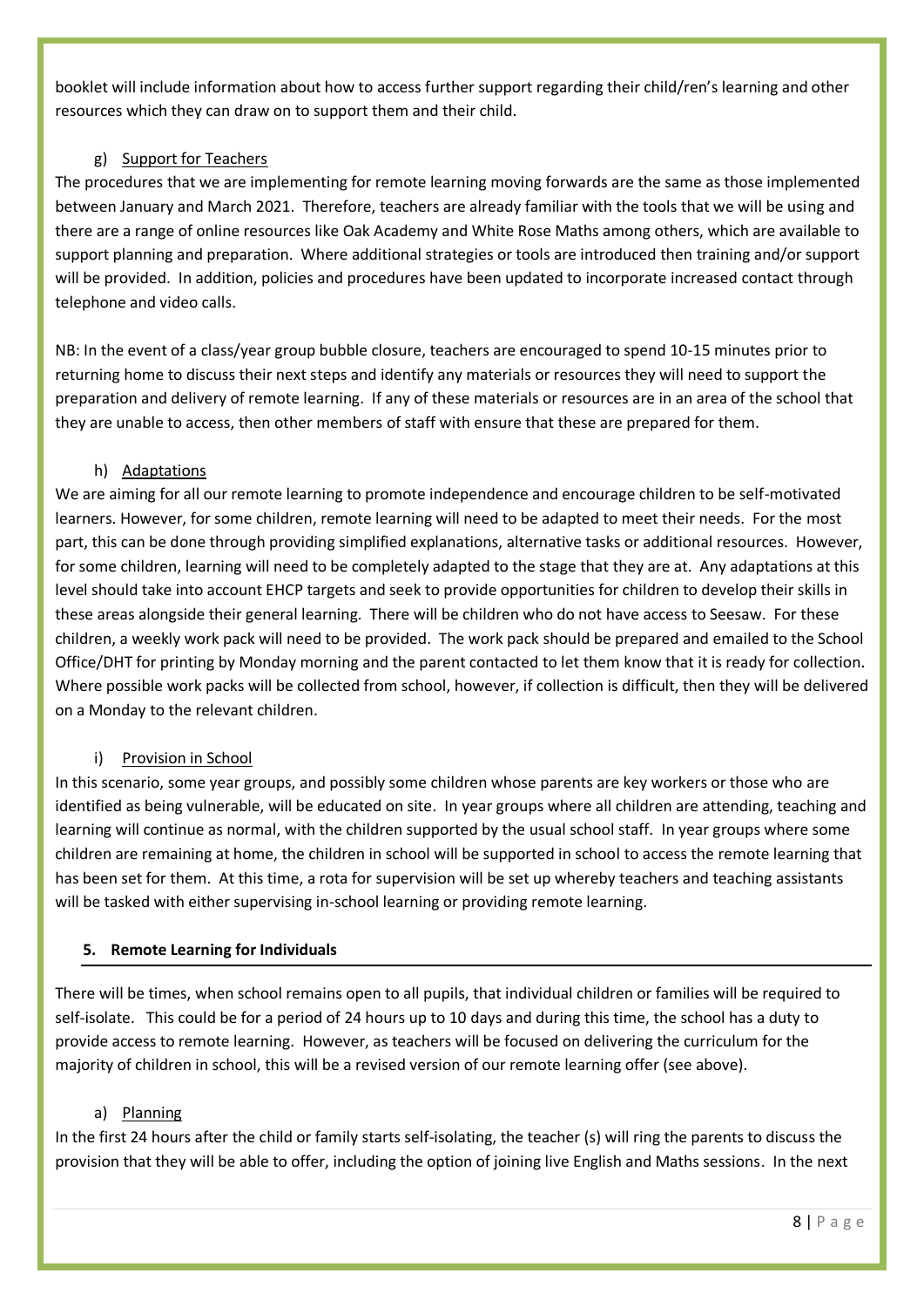booklet will include information about how to access further support regarding their child/ren's learning and other resources which they can draw on to support them and their child.

### g) Support for Teachers

The procedures that we are implementing for remote learning moving forwards are the same as those implemented between January and March 2021. Therefore, teachers are already familiar with the tools that we will be using and there are a range of online resources like Oak Academy and White Rose Maths among others, which are available to support planning and preparation. Where additional strategies or tools are introduced then training and/or support will be provided. In addition, policies and procedures have been updated to incorporate increased contact through telephone and video calls.

NB: In the event of a class/year group bubble closure, teachers are encouraged to spend 10-15 minutes prior to returning home to discuss their next steps and identify any materials or resources they will need to support the preparation and delivery of remote learning. If any of these materials or resources are in an area of the school that they are unable to access, then other members of staff with ensure that these are prepared for them.

### h) Adaptations

We are aiming for all our remote learning to promote independence and encourage children to be self-motivated learners. However, for some children, remote learning will need to be adapted to meet their needs. For the most part, this can be done through providing simplified explanations, alternative tasks or additional resources. However, for some children, learning will need to be completely adapted to the stage that they are at. Any adaptations at this level should take into account EHCP targets and seek to provide opportunities for children to develop their skills in these areas alongside their general learning. There will be children who do not have access to Seesaw. For these children, a weekly work pack will need to be provided. The work pack should be prepared and emailed to the School Office/DHT for printing by Monday morning and the parent contacted to let them know that it is ready for collection. Where possible work packs will be collected from school, however, if collection is difficult, then they will be delivered on a Monday to the relevant children.

### i) Provision in School

In this scenario, some year groups, and possibly some children whose parents are key workers or those who are identified as being vulnerable, will be educated on site. In year groups where all children are attending, teaching and learning will continue as normal, with the children supported by the usual school staff. In year groups where some children are remaining at home, the children in school will be supported in school to access the remote learning that has been set for them. At this time, a rota for supervision will be set up whereby teachers and teaching assistants will be tasked with either supervising in-school learning or providing remote learning.

## 5. Remote Learning for Individuals

There will be times, when school remains open to all pupils, that individual children or families will be required to self-isolate. This could be for a period of 24 hours up to 10 days and during this time, the school has a duty to provide access to remote learning. However, as teachers will be focused on delivering the curriculum for the majority of children in school, this will be a revised version of our remote learning offer (see above).

### a) Planning

In the first 24 hours after the child or family starts self-isolating, the teacher (s) will ring the parents to discuss the provision that they will be able to offer, including the option of joining live English and Maths sessions. In the next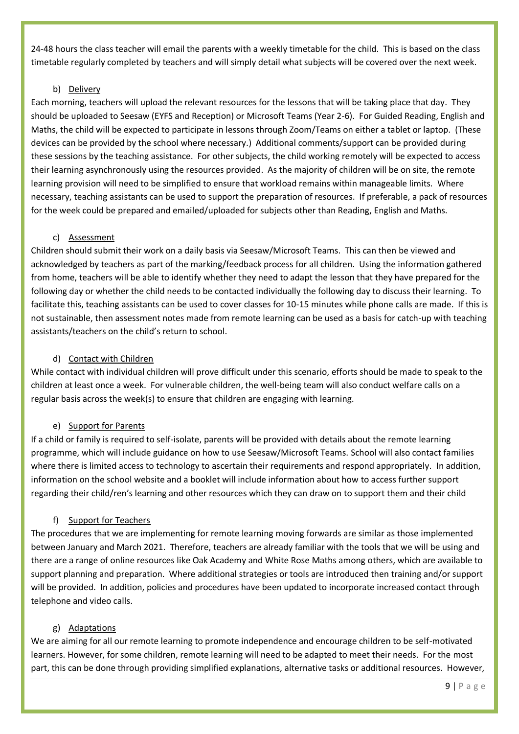24-48 hours the class teacher will email the parents with a weekly timetable for the child. This is based on the class timetable regularly completed by teachers and will simply detail what subjects will be covered over the next week.

b) Delivery

Each morning, teachers will upload the relevant resources for the lessons that will be taking place that day. They should be uploaded to Seesaw (EYFS and Reception) or Microsoft Teams (Year 2-6). For Guided Reading, English and Maths, the child will be expected to participate in lessons through Zoom/Teams on either a tablet or laptop. (These devices can be provided by the school where necessary.) Additional comments/support can be provided during these sessions by the teaching assistance. For other subjects, the child working remotely will be expected to access their learning asynchronously using the resources provided. As the majority of children will be on site, the remote learning provision will need to be simplified to ensure that workload remains within manageable limits. Where necessary, teaching assistants can be used to support the preparation of resources. If preferable, a pack of resources for the week could be prepared and emailed/uploaded for subjects other than Reading, English and Maths.

c) Assessment

Children should submit their work on a daily basis via Seesaw/Microsoft Teams. This can then be viewed and acknowledged by teachers as part of the marking/feedback process for all children. Using the information gathered from home, teachers will be able to identify whether they need to adapt the lesson that they have prepared for the following day or whether the child needs to be contacted individually the following day to discuss their learning. To facilitate this, teaching assistants can be used to cover classes for 10-15 minutes while phone calls are made. If this is not sustainable, then assessment notes made from remote learning can be used as a basis for catch-up with teaching assistants/teachers on the child's return to school.

d) Contact with Children

While contact with individual children will prove difficult under this scenario, efforts should be made to speak to the children at least once a week. For vulnerable children, the well-being team will also conduct welfare calls on a regular basis across the week(s) to ensure that children are engaging with learning.

e) Support for Parents

If a child or family is required to self-isolate, parents will be provided with details about the remote learning programme, which will include guidance on how to use Seesaw/Microsoft Teams. School will also contact families where there is limited access to technology to ascertain their requirements and respond appropriately. In addition, information on the school website and a booklet will include information about how to access further support regarding their child/ren's learning and other resources which they can draw on to support them and their child

f) Support for Teachers

The procedures that we are implementing for remote learning moving forwards are similar as those implemented between January and March 2021. Therefore, teachers are already familiar with the tools that we will be using and there are a range of online resources like Oak Academy and White Rose Maths among others, which are available to support planning and preparation. Where additional strategies or tools are introduced then training and/or support will be provided. In addition, policies and procedures have been updated to incorporate increased contact through telephone and video calls.

g) Adaptations

We are aiming for all our remote learning to promote independence and encourage children to be self-motivated learners. However, for some children, remote learning will need to be adapted to meet their needs. For the most part, this can be done through providing simplified explanations, alternative tasks or additional resources. However,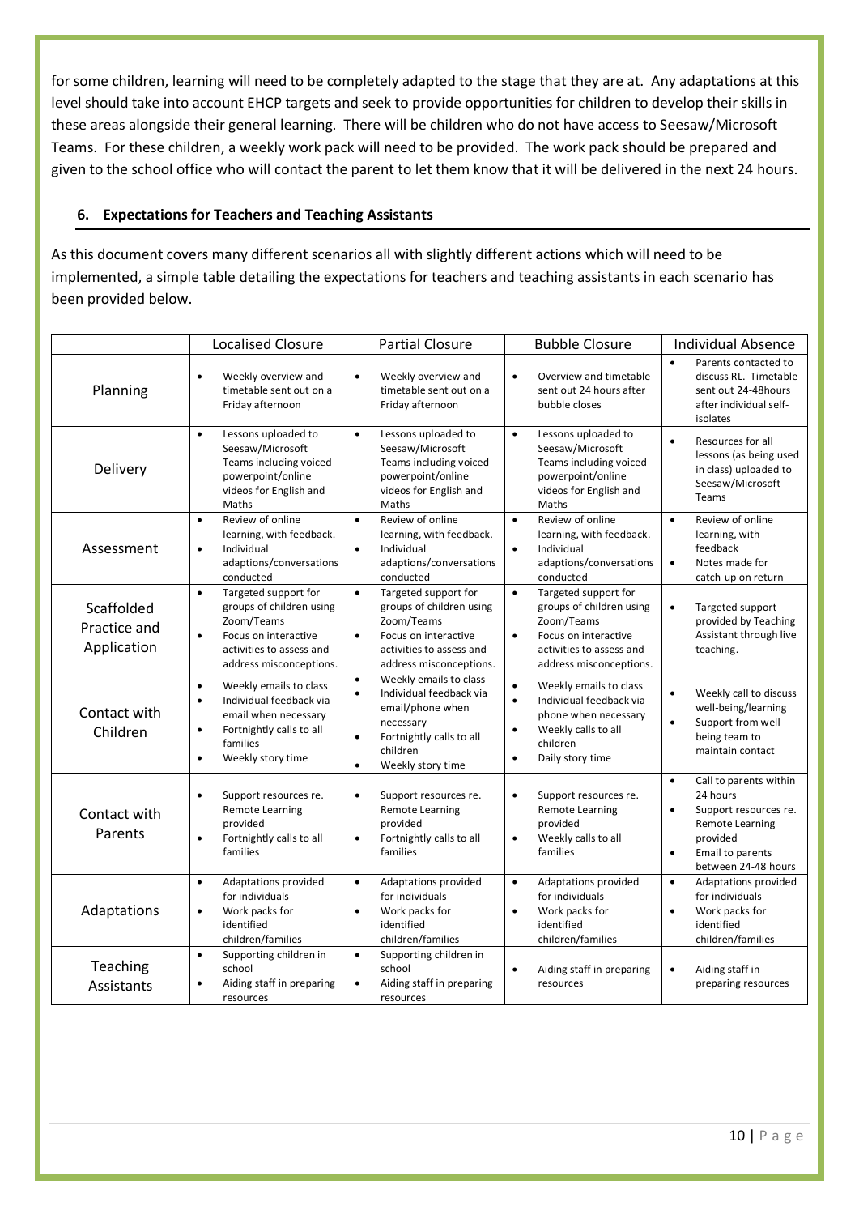for some children, learning will need to be completely adapted to the stage that they are at. Any adaptations at this level should take into account EHCP targets and seek to provide opportunities for children to develop their skills in these areas alongside their general learning. There will be children who do not have access to Seesaw/Microsoft Teams. For these children, a weekly work pack will need to be provided. The work pack should be prepared and given to the school office who will contact the parent to let them know that it will be delivered in the next 24 hours.

## 6. Expectations for Teachers and Teaching Assistants

As this document covers many different scenarios all with slightly different actions which will need to be implemented, a simple table detailing the expectations for teachers and teaching assistants in each scenario has been provided below.

| | Localised Closure | Partial Closure | Bubble Closure | Individual Absence |
|---|---|---|---|---|
| Planning | • Weekly overview and timetable sent out on a Friday afternoon | • Weekly overview and timetable sent out on a Friday afternoon | • Overview and timetable sent out 24 hours after bubble closes | • Parents contacted to discuss RL. Timetable sent out 24-48hours after individual self-isolates |
| Delivery | • Lessons uploaded to Seesaw/Microsoft Teams including voiced powerpoint/online videos for English and Maths | • Lessons uploaded to Seesaw/Microsoft Teams including voiced powerpoint/online videos for English and Maths | • Lessons uploaded to Seesaw/Microsoft Teams including voiced powerpoint/online videos for English and Maths | • Resources for all lessons (as being used in class) uploaded to Seesaw/Microsoft Teams |
| Assessment | • Review of online learning, with feedback.<br>• Individual adaptions/conversations conducted | • Review of online learning, with feedback.<br>• Individual adaptions/conversations conducted | • Review of online learning, with feedback.<br>• Individual adaptions/conversations conducted | • Review of online learning, with feedback<br>• Notes made for catch-up on return |
| Scaffolded Practice and Application | • Targeted support for groups of children using Zoom/Teams<br>• Focus on interactive activities to assess and address misconceptions. | • Targeted support for groups of children using Zoom/Teams<br>• Focus on interactive activities to assess and address misconceptions. | • Targeted support for groups of children using Zoom/Teams<br>• Focus on interactive activities to assess and address misconceptions. | • Targeted support provided by Teaching Assistant through live teaching. |
| Contact with Children | • Weekly emails to class<br>• Individual feedback via email when necessary<br>• Fortnightly calls to all families<br>• Weekly story time | • Weekly emails to class<br>• Individual feedback via email/phone when necessary<br>• Fortnightly calls to all children<br>• Weekly story time | • Weekly emails to class<br>• Individual feedback via phone when necessary<br>• Weekly calls to all children<br>• Daily story time | • Weekly call to discuss well-being/learning<br>• Support from well-being team to maintain contact |
| Contact with Parents | • Support resources re. Remote Learning provided<br>• Fortnightly calls to all families | • Support resources re. Remote Learning provided<br>• Fortnightly calls to all families | • Support resources re. Remote Learning provided<br>• Weekly calls to all families | • Call to parents within 24 hours<br>• Support resources re. Remote Learning provided<br>• Email to parents between 24-48 hours |
| Adaptations | • Adaptations provided for individuals<br>• Work packs for identified children/families | • Adaptations provided for individuals<br>• Work packs for identified children/families | • Adaptations provided for individuals<br>• Work packs for identified children/families | • Adaptations provided for individuals<br>• Work packs for identified children/families |
| Teaching Assistants | • Supporting children in school<br>• Aiding staff in preparing resources | • Supporting children in school<br>• Aiding staff in preparing resources | • Aiding staff in preparing resources | • Aiding staff in preparing resources |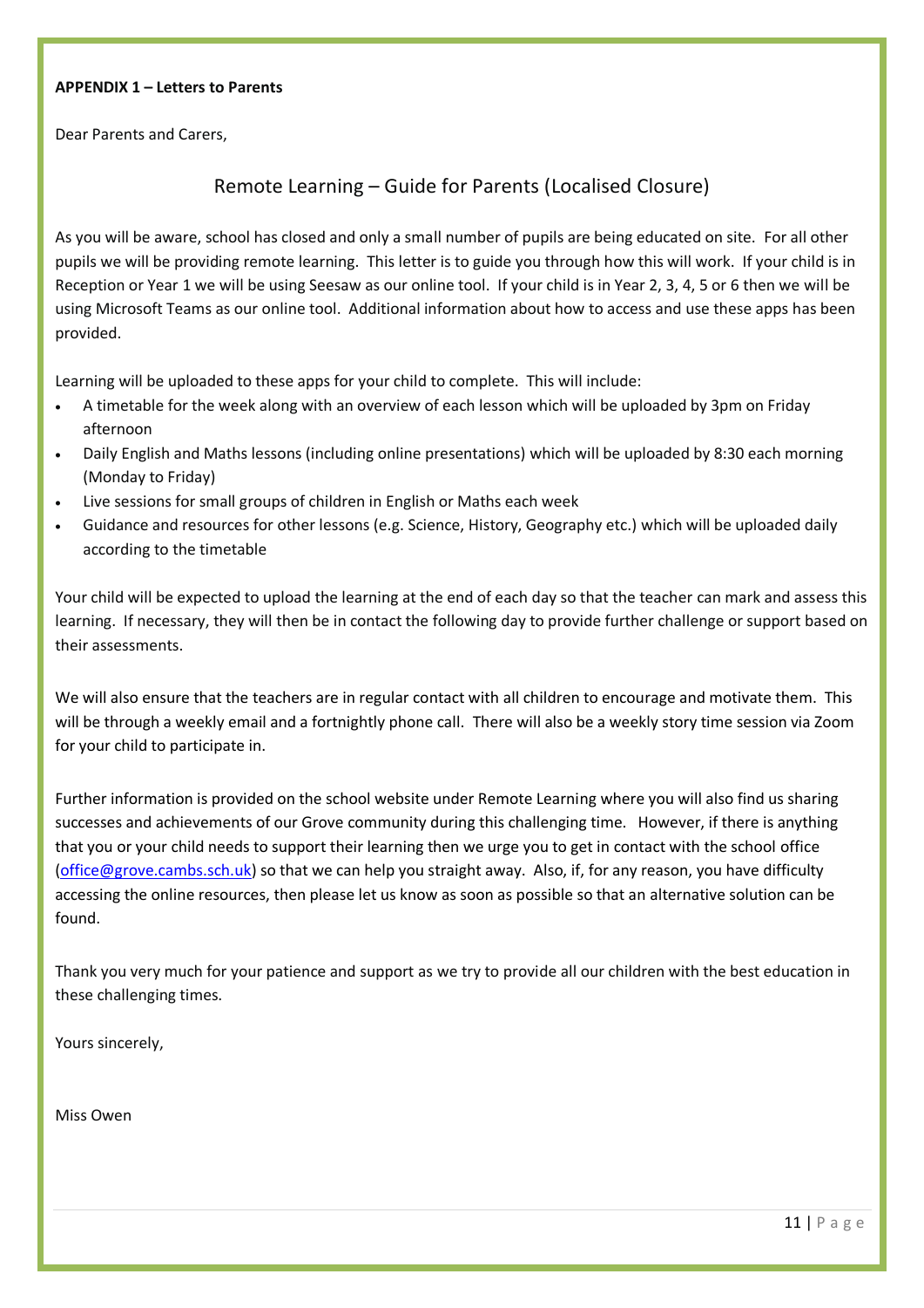**APPENDIX 1 – Letters to Parents**

Dear Parents and Carers,

## Remote Learning – Guide for Parents (Localised Closure)

As you will be aware, school has closed and only a small number of pupils are being educated on site. For all other pupils we will be providing remote learning. This letter is to guide you through how this will work. If your child is in Reception or Year 1 we will be using Seesaw as our online tool. If your child is in Year 2, 3, 4, 5 or 6 then we will be using Microsoft Teams as our online tool. Additional information about how to access and use these apps has been provided.

Learning will be uploaded to these apps for your child to complete. This will include:

- A timetable for the week along with an overview of each lesson which will be uploaded by 3pm on Friday afternoon
- Daily English and Maths lessons (including online presentations) which will be uploaded by 8:30 each morning (Monday to Friday)
- Live sessions for small groups of children in English or Maths each week
- Guidance and resources for other lessons (e.g. Science, History, Geography etc.) which will be uploaded daily according to the timetable

Your child will be expected to upload the learning at the end of each day so that the teacher can mark and assess this learning. If necessary, they will then be in contact the following day to provide further challenge or support based on their assessments.

We will also ensure that the teachers are in regular contact with all children to encourage and motivate them. This will be through a weekly email and a fortnightly phone call. There will also be a weekly story time session via Zoom for your child to participate in.

Further information is provided on the school website under Remote Learning where you will also find us sharing successes and achievements of our Grove community during this challenging time. However, if there is anything that you or your child needs to support their learning then we urge you to get in contact with the school office (office@grove.cambs.sch.uk) so that we can help you straight away. Also, if, for any reason, you have difficulty accessing the online resources, then please let us know as soon as possible so that an alternative solution can be found.

Thank you very much for your patience and support as we try to provide all our children with the best education in these challenging times.

Yours sincerely,

Miss Owen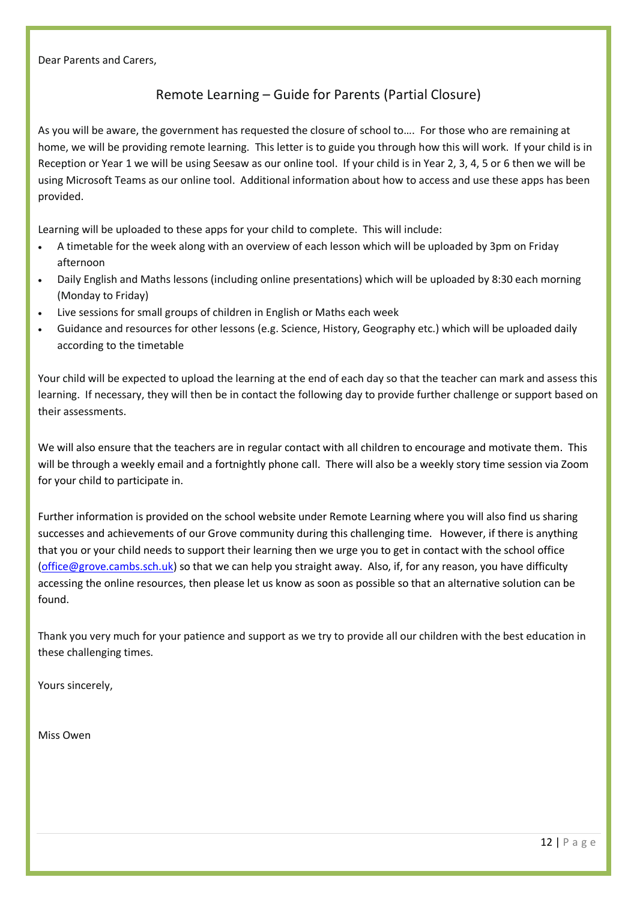Dear Parents and Carers,

## Remote Learning – Guide for Parents (Partial Closure)

As you will be aware, the government has requested the closure of school to…. For those who are remaining at home, we will be providing remote learning. This letter is to guide you through how this will work. If your child is in Reception or Year 1 we will be using Seesaw as our online tool. If your child is in Year 2, 3, 4, 5 or 6 then we will be using Microsoft Teams as our online tool. Additional information about how to access and use these apps has been provided.

Learning will be uploaded to these apps for your child to complete. This will include:

- A timetable for the week along with an overview of each lesson which will be uploaded by 3pm on Friday afternoon
- Daily English and Maths lessons (including online presentations) which will be uploaded by 8:30 each morning (Monday to Friday)
- Live sessions for small groups of children in English or Maths each week
- Guidance and resources for other lessons (e.g. Science, History, Geography etc.) which will be uploaded daily according to the timetable

Your child will be expected to upload the learning at the end of each day so that the teacher can mark and assess this learning. If necessary, they will then be in contact the following day to provide further challenge or support based on their assessments.

We will also ensure that the teachers are in regular contact with all children to encourage and motivate them. This will be through a weekly email and a fortnightly phone call. There will also be a weekly story time session via Zoom for your child to participate in.

Further information is provided on the school website under Remote Learning where you will also find us sharing successes and achievements of our Grove community during this challenging time. However, if there is anything that you or your child needs to support their learning then we urge you to get in contact with the school office (office@grove.cambs.sch.uk) so that we can help you straight away. Also, if, for any reason, you have difficulty accessing the online resources, then please let us know as soon as possible so that an alternative solution can be found.

Thank you very much for your patience and support as we try to provide all our children with the best education in these challenging times.

Yours sincerely,

Miss Owen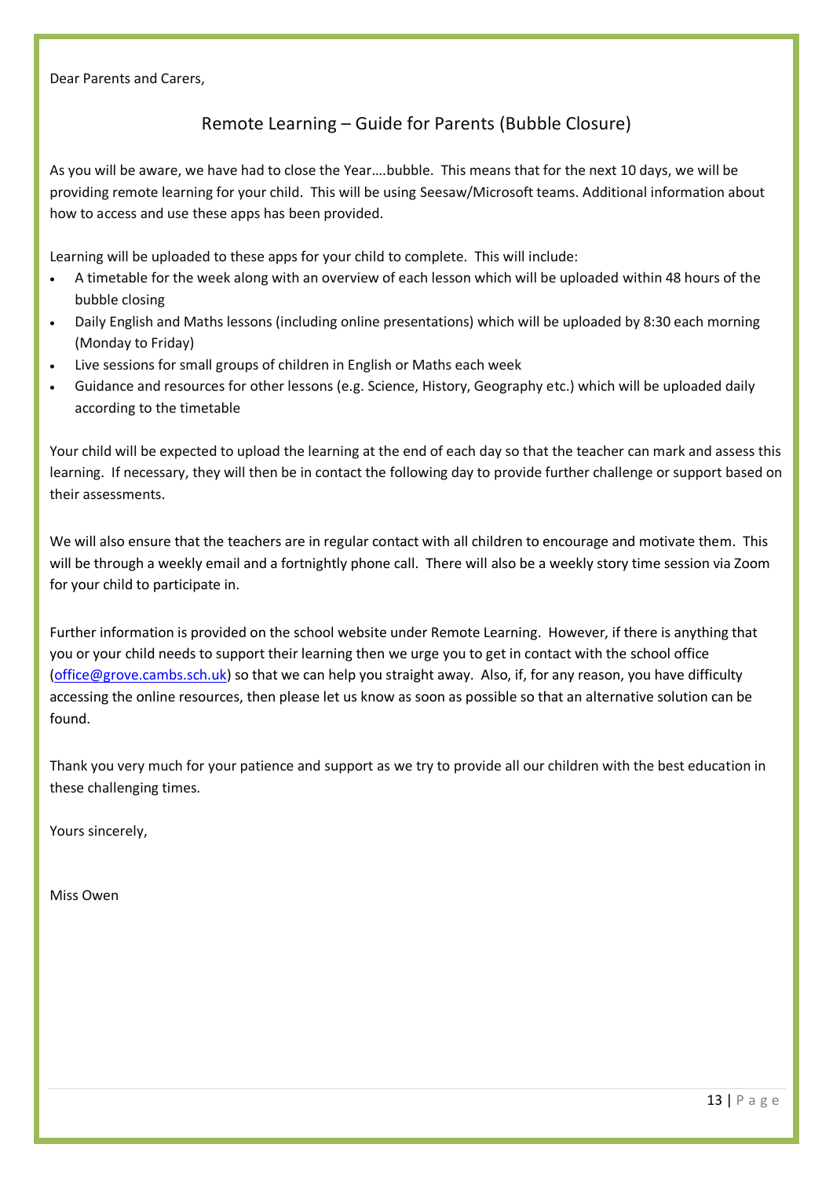Dear Parents and Carers,

## Remote Learning – Guide for Parents (Bubble Closure)

As you will be aware, we have had to close the Year….bubble. This means that for the next 10 days, we will be providing remote learning for your child. This will be using Seesaw/Microsoft teams. Additional information about how to access and use these apps has been provided.

Learning will be uploaded to these apps for your child to complete. This will include:

- A timetable for the week along with an overview of each lesson which will be uploaded within 48 hours of the bubble closing
- Daily English and Maths lessons (including online presentations) which will be uploaded by 8:30 each morning (Monday to Friday)
- Live sessions for small groups of children in English or Maths each week
- Guidance and resources for other lessons (e.g. Science, History, Geography etc.) which will be uploaded daily according to the timetable

Your child will be expected to upload the learning at the end of each day so that the teacher can mark and assess this learning. If necessary, they will then be in contact the following day to provide further challenge or support based on their assessments.

We will also ensure that the teachers are in regular contact with all children to encourage and motivate them. This will be through a weekly email and a fortnightly phone call. There will also be a weekly story time session via Zoom for your child to participate in.

Further information is provided on the school website under Remote Learning. However, if there is anything that you or your child needs to support their learning then we urge you to get in contact with the school office ([office@grove.cambs.sch.uk](mailto:office@grove.cambs.sch.uk)) so that we can help you straight away. Also, if, for any reason, you have difficulty accessing the online resources, then please let us know as soon as possible so that an alternative solution can be found.

Thank you very much for your patience and support as we try to provide all our children with the best education in these challenging times.

Yours sincerely,

Miss Owen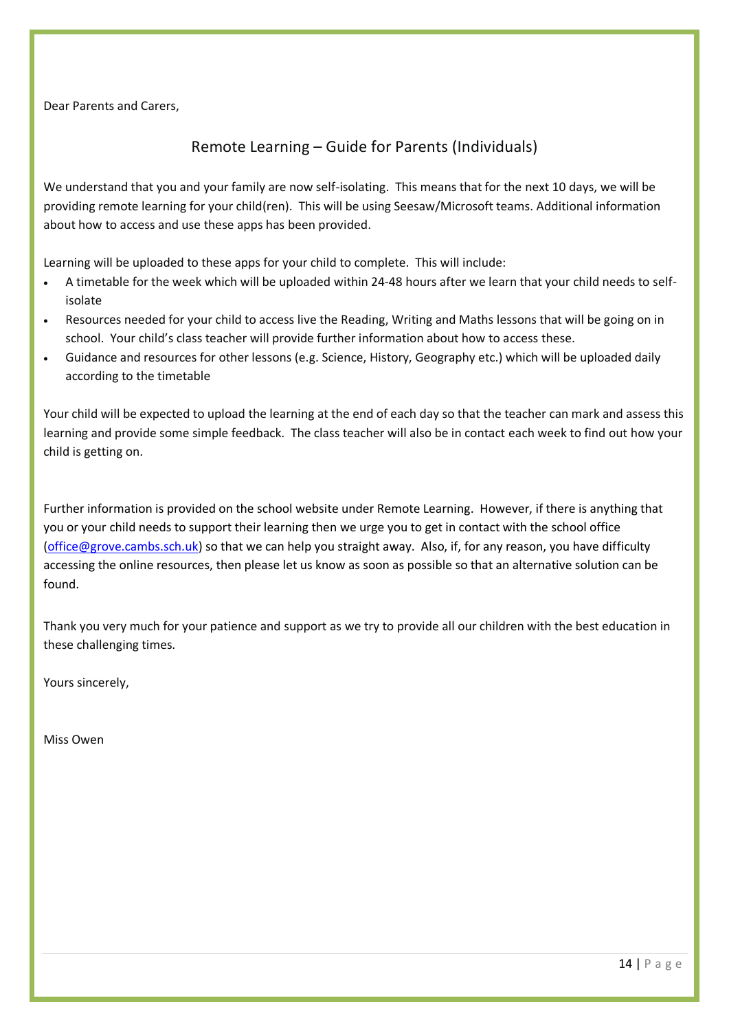Dear Parents and Carers,

## Remote Learning – Guide for Parents (Individuals)

We understand that you and your family are now self-isolating. This means that for the next 10 days, we will be providing remote learning for your child(ren). This will be using Seesaw/Microsoft teams. Additional information about how to access and use these apps has been provided.

Learning will be uploaded to these apps for your child to complete. This will include:

- A timetable for the week which will be uploaded within 24-48 hours after we learn that your child needs to self-isolate
- Resources needed for your child to access live the Reading, Writing and Maths lessons that will be going on in school. Your child's class teacher will provide further information about how to access these.
- Guidance and resources for other lessons (e.g. Science, History, Geography etc.) which will be uploaded daily according to the timetable

Your child will be expected to upload the learning at the end of each day so that the teacher can mark and assess this learning and provide some simple feedback. The class teacher will also be in contact each week to find out how your child is getting on.

Further information is provided on the school website under Remote Learning. However, if there is anything that you or your child needs to support their learning then we urge you to get in contact with the school office (office@grove.cambs.sch.uk) so that we can help you straight away. Also, if, for any reason, you have difficulty accessing the online resources, then please let us know as soon as possible so that an alternative solution can be found.

Thank you very much for your patience and support as we try to provide all our children with the best education in these challenging times.

Yours sincerely,

Miss Owen